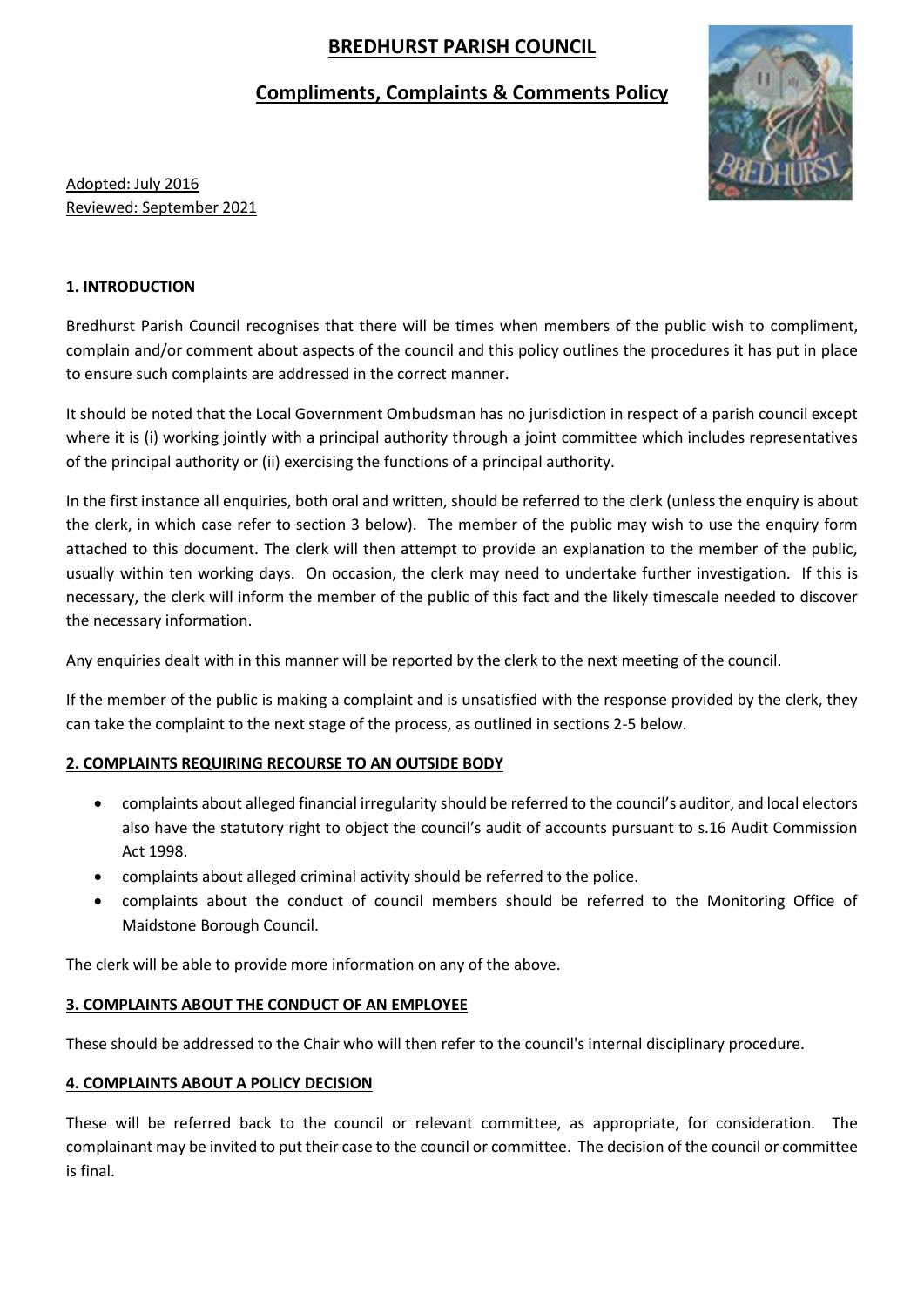# BREDHURST PARISH COUNCIL

## Compliments, Complaints & Comments Policy

Adopted: July 2016
Reviewed: September 2021

### 1. INTRODUCTION

Bredhurst Parish Council recognises that there will be times when members of the public wish to compliment, complain and/or comment about aspects of the council and this policy outlines the procedures it has put in place to ensure such complaints are addressed in the correct manner.

It should be noted that the Local Government Ombudsman has no jurisdiction in respect of a parish council except where it is (i) working jointly with a principal authority through a joint committee which includes representatives of the principal authority or (ii) exercising the functions of a principal authority.

In the first instance all enquiries, both oral and written, should be referred to the clerk (unless the enquiry is about the clerk, in which case refer to section 3 below). The member of the public may wish to use the enquiry form attached to this document. The clerk will then attempt to provide an explanation to the member of the public, usually within ten working days. On occasion, the clerk may need to undertake further investigation. If this is necessary, the clerk will inform the member of the public of this fact and the likely timescale needed to discover the necessary information.

Any enquiries dealt with in this manner will be reported by the clerk to the next meeting of the council.

If the member of the public is making a complaint and is unsatisfied with the response provided by the clerk, they can take the complaint to the next stage of the process, as outlined in sections 2-5 below.

### 2. COMPLAINTS REQUIRING RECOURSE TO AN OUTSIDE BODY

- complaints about alleged financial irregularity should be referred to the council's auditor, and local electors also have the statutory right to object the council's audit of accounts pursuant to s.16 Audit Commission Act 1998.
- complaints about alleged criminal activity should be referred to the police.
- complaints about the conduct of council members should be referred to the Monitoring Office of Maidstone Borough Council.

The clerk will be able to provide more information on any of the above.

### 3. COMPLAINTS ABOUT THE CONDUCT OF AN EMPLOYEE

These should be addressed to the Chair who will then refer to the council's internal disciplinary procedure.

### 4. COMPLAINTS ABOUT A POLICY DECISION

These will be referred back to the council or relevant committee, as appropriate, for consideration. The complainant may be invited to put their case to the council or committee. The decision of the council or committee is final.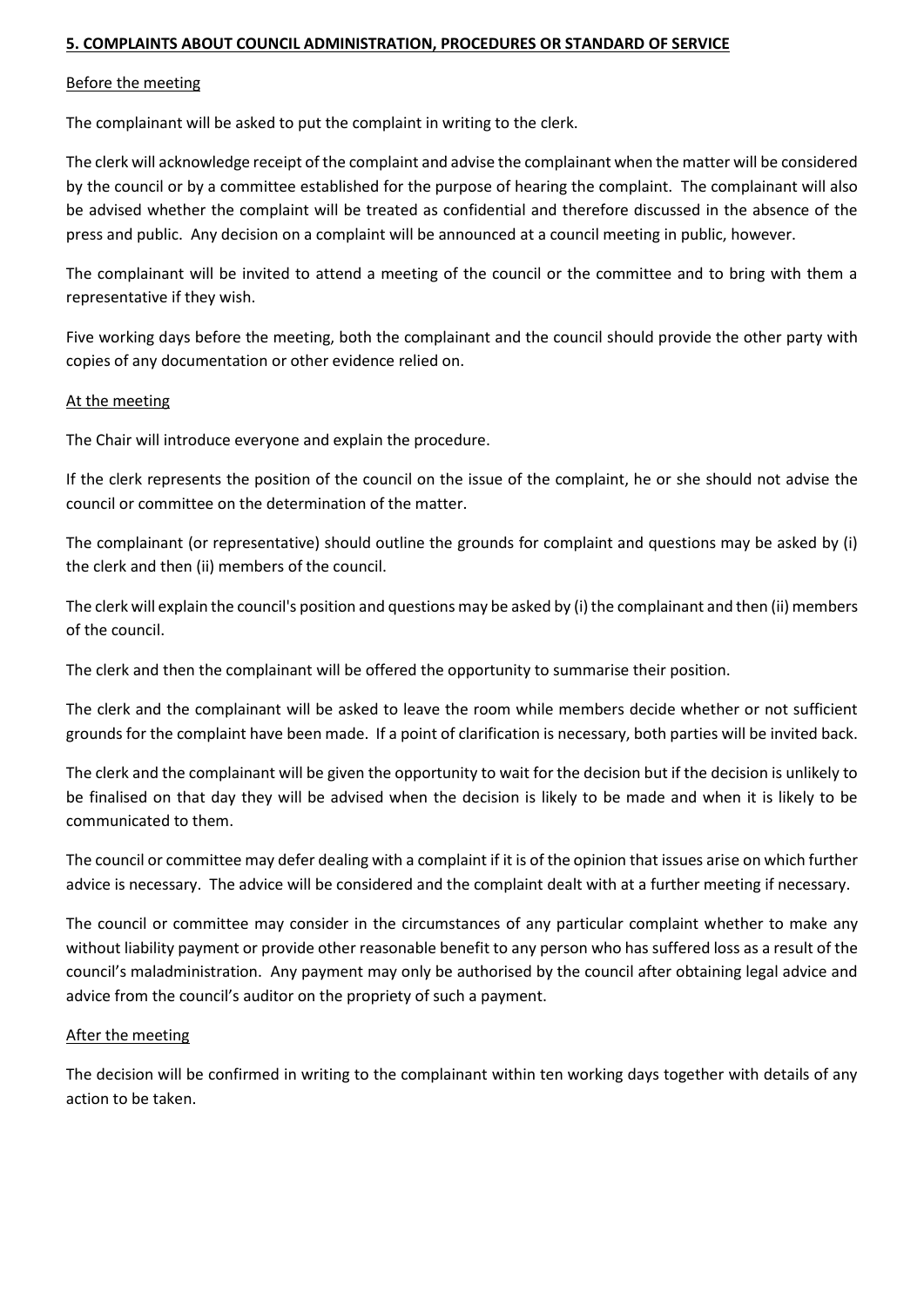## **5. COMPLAINTS ABOUT COUNCIL ADMINISTRATION, PROCEDURES OR STANDARD OF SERVICE**

Before the meeting

The complainant will be asked to put the complaint in writing to the clerk.

The clerk will acknowledge receipt of the complaint and advise the complainant when the matter will be considered by the council or by a committee established for the purpose of hearing the complaint. The complainant will also be advised whether the complaint will be treated as confidential and therefore discussed in the absence of the press and public. Any decision on a complaint will be announced at a council meeting in public, however.

The complainant will be invited to attend a meeting of the council or the committee and to bring with them a representative if they wish.

Five working days before the meeting, both the complainant and the council should provide the other party with copies of any documentation or other evidence relied on.

At the meeting

The Chair will introduce everyone and explain the procedure.

If the clerk represents the position of the council on the issue of the complaint, he or she should not advise the council or committee on the determination of the matter.

The complainant (or representative) should outline the grounds for complaint and questions may be asked by (i) the clerk and then (ii) members of the council.

The clerk will explain the council's position and questions may be asked by (i) the complainant and then (ii) members of the council.

The clerk and then the complainant will be offered the opportunity to summarise their position.

The clerk and the complainant will be asked to leave the room while members decide whether or not sufficient grounds for the complaint have been made. If a point of clarification is necessary, both parties will be invited back.

The clerk and the complainant will be given the opportunity to wait for the decision but if the decision is unlikely to be finalised on that day they will be advised when the decision is likely to be made and when it is likely to be communicated to them.

The council or committee may defer dealing with a complaint if it is of the opinion that issues arise on which further advice is necessary. The advice will be considered and the complaint dealt with at a further meeting if necessary.

The council or committee may consider in the circumstances of any particular complaint whether to make any without liability payment or provide other reasonable benefit to any person who has suffered loss as a result of the council's maladministration. Any payment may only be authorised by the council after obtaining legal advice and advice from the council's auditor on the propriety of such a payment.

After the meeting

The decision will be confirmed in writing to the complainant within ten working days together with details of any action to be taken.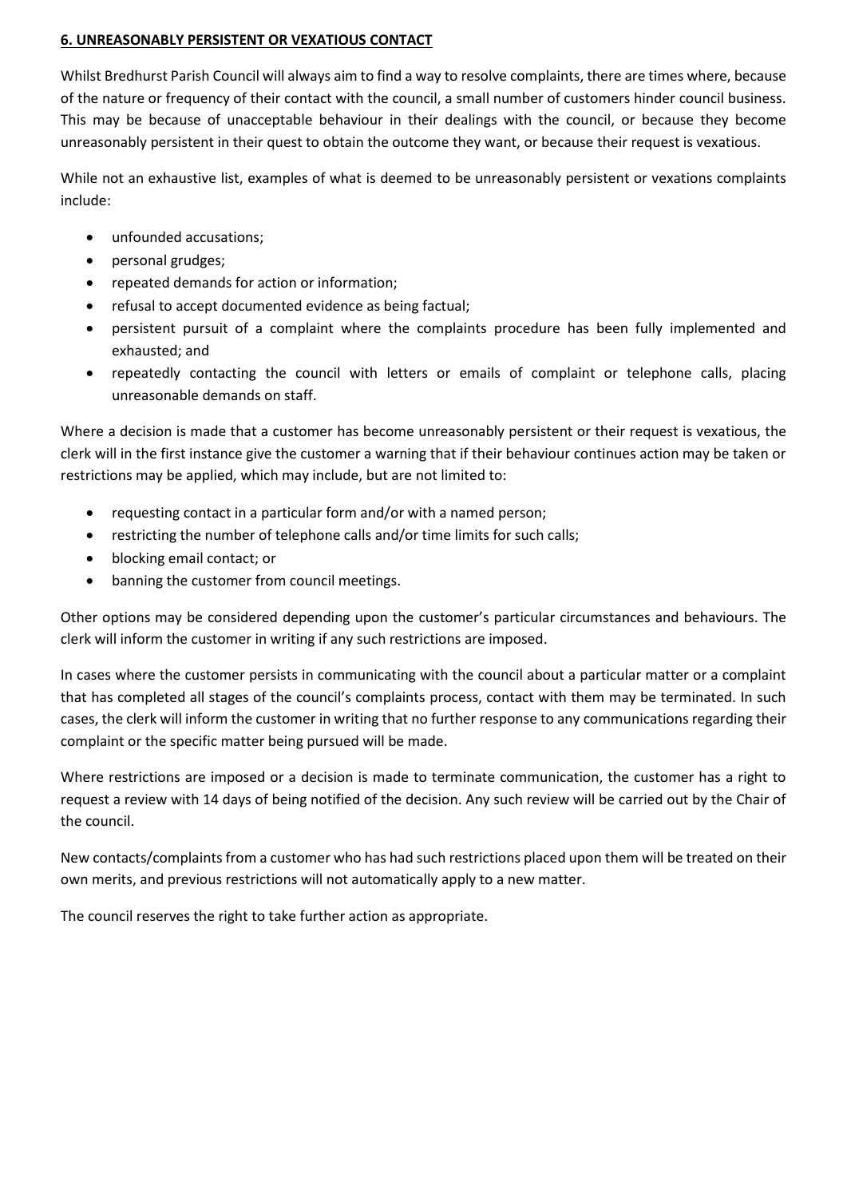## 6. UNREASONABLY PERSISTENT OR VEXATIOUS CONTACT

Whilst Bredhurst Parish Council will always aim to find a way to resolve complaints, there are times where, because of the nature or frequency of their contact with the council, a small number of customers hinder council business. This may be because of unacceptable behaviour in their dealings with the council, or because they become unreasonably persistent in their quest to obtain the outcome they want, or because their request is vexatious.

While not an exhaustive list, examples of what is deemed to be unreasonably persistent or vexations complaints include:

- unfounded accusations;
- personal grudges;
- repeated demands for action or information;
- refusal to accept documented evidence as being factual;
- persistent pursuit of a complaint where the complaints procedure has been fully implemented and exhausted; and
- repeatedly contacting the council with letters or emails of complaint or telephone calls, placing unreasonable demands on staff.

Where a decision is made that a customer has become unreasonably persistent or their request is vexatious, the clerk will in the first instance give the customer a warning that if their behaviour continues action may be taken or restrictions may be applied, which may include, but are not limited to:

- requesting contact in a particular form and/or with a named person;
- restricting the number of telephone calls and/or time limits for such calls;
- blocking email contact; or
- banning the customer from council meetings.

Other options may be considered depending upon the customer's particular circumstances and behaviours. The clerk will inform the customer in writing if any such restrictions are imposed.

In cases where the customer persists in communicating with the council about a particular matter or a complaint that has completed all stages of the council's complaints process, contact with them may be terminated. In such cases, the clerk will inform the customer in writing that no further response to any communications regarding their complaint or the specific matter being pursued will be made.

Where restrictions are imposed or a decision is made to terminate communication, the customer has a right to request a review with 14 days of being notified of the decision. Any such review will be carried out by the Chair of the council.

New contacts/complaints from a customer who has had such restrictions placed upon them will be treated on their own merits, and previous restrictions will not automatically apply to a new matter.

The council reserves the right to take further action as appropriate.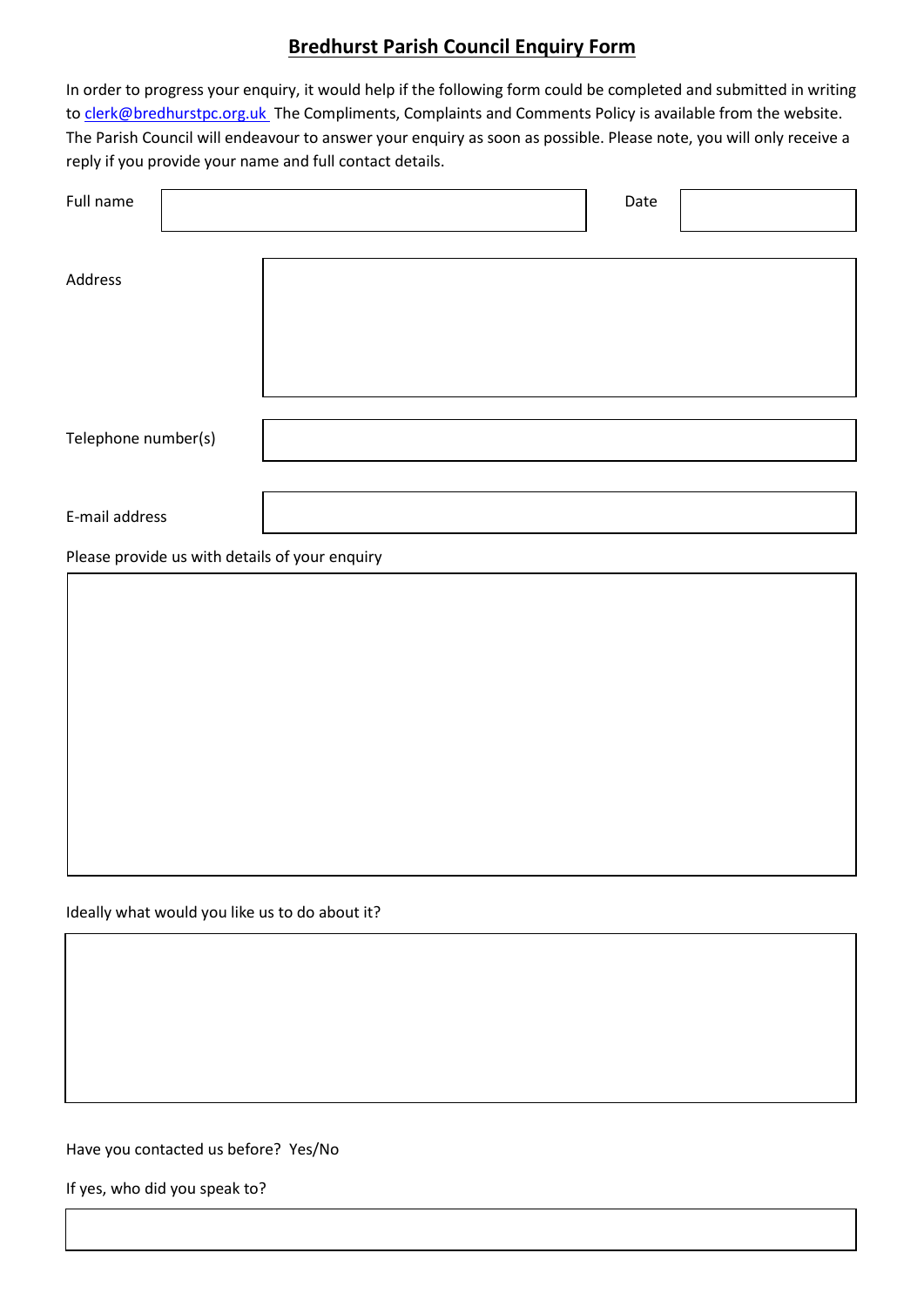# Bredhurst Parish Council Enquiry Form

In order to progress your enquiry, it would help if the following form could be completed and submitted in writing to clerk@bredhurstpc.org.uk The Compliments, Complaints and Comments Policy is available from the website. The Parish Council will endeavour to answer your enquiry as soon as possible. Please note, you will only receive a reply if you provide your name and full contact details.

Full name

Date

Address

Telephone number(s)

E-mail address

Please provide us with details of your enquiry

Ideally what would you like us to do about it?

Have you contacted us before? Yes/No

If yes, who did you speak to?